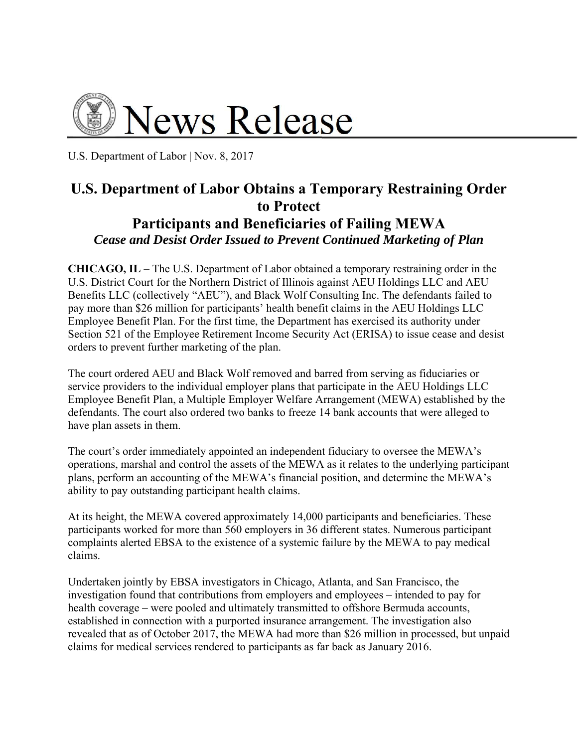# News Release

U.S. Department of Labor | Nov. 8, 2017

## U.S. Department of Labor Obtains a Temporary Restraining Order to Protect Participants and Beneficiaries of Failing MEWA

***Cease and Desist Order Issued to Prevent Continued Marketing of Plan***

**CHICAGO, IL** – The U.S. Department of Labor obtained a temporary restraining order in the U.S. District Court for the Northern District of Illinois against AEU Holdings LLC and AEU Benefits LLC (collectively "AEU"), and Black Wolf Consulting Inc. The defendants failed to pay more than $26 million for participants' health benefit claims in the AEU Holdings LLC Employee Benefit Plan. For the first time, the Department has exercised its authority under Section 521 of the Employee Retirement Income Security Act (ERISA) to issue cease and desist orders to prevent further marketing of the plan.

The court ordered AEU and Black Wolf removed and barred from serving as fiduciaries or service providers to the individual employer plans that participate in the AEU Holdings LLC Employee Benefit Plan, a Multiple Employer Welfare Arrangement (MEWA) established by the defendants. The court also ordered two banks to freeze 14 bank accounts that were alleged to have plan assets in them.

The court's order immediately appointed an independent fiduciary to oversee the MEWA's operations, marshal and control the assets of the MEWA as it relates to the underlying participant plans, perform an accounting of the MEWA's financial position, and determine the MEWA's ability to pay outstanding participant health claims.

At its height, the MEWA covered approximately 14,000 participants and beneficiaries. These participants worked for more than 560 employers in 36 different states. Numerous participant complaints alerted EBSA to the existence of a systemic failure by the MEWA to pay medical claims.

Undertaken jointly by EBSA investigators in Chicago, Atlanta, and San Francisco, the investigation found that contributions from employers and employees – intended to pay for health coverage – were pooled and ultimately transmitted to offshore Bermuda accounts, established in connection with a purported insurance arrangement. The investigation also revealed that as of October 2017, the MEWA had more than $26 million in processed, but unpaid claims for medical services rendered to participants as far back as January 2016.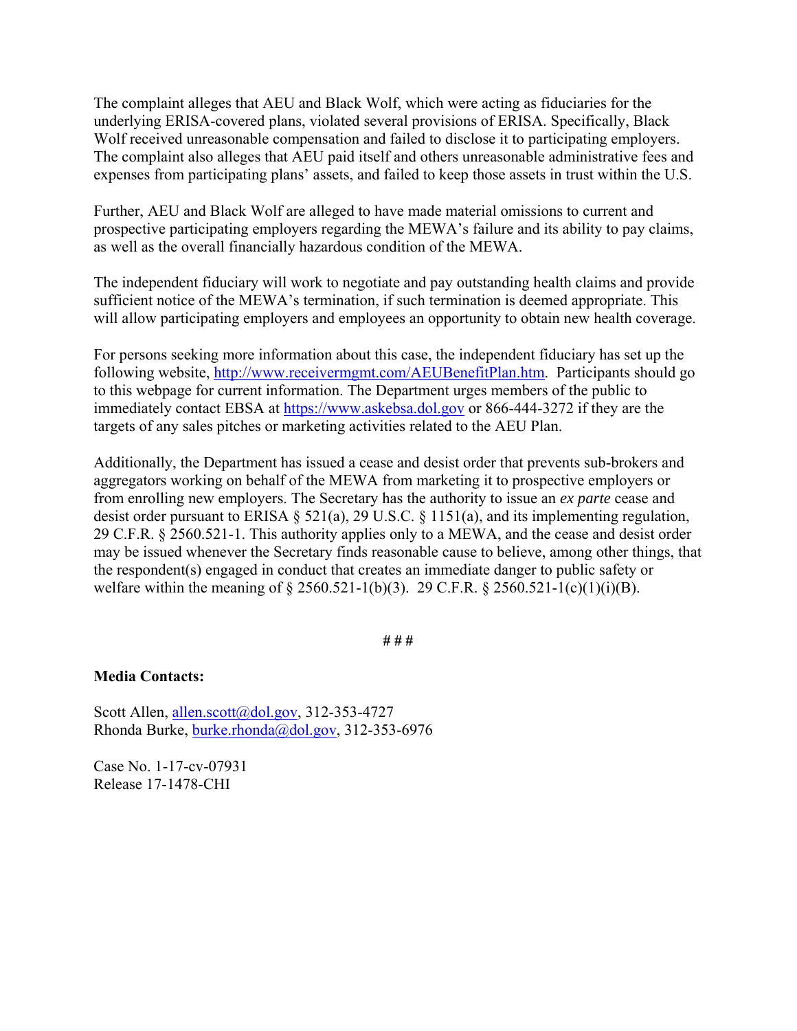The complaint alleges that AEU and Black Wolf, which were acting as fiduciaries for the underlying ERISA-covered plans, violated several provisions of ERISA. Specifically, Black Wolf received unreasonable compensation and failed to disclose it to participating employers. The complaint also alleges that AEU paid itself and others unreasonable administrative fees and expenses from participating plans' assets, and failed to keep those assets in trust within the U.S.

Further, AEU and Black Wolf are alleged to have made material omissions to current and prospective participating employers regarding the MEWA's failure and its ability to pay claims, as well as the overall financially hazardous condition of the MEWA.

The independent fiduciary will work to negotiate and pay outstanding health claims and provide sufficient notice of the MEWA's termination, if such termination is deemed appropriate. This will allow participating employers and employees an opportunity to obtain new health coverage.

For persons seeking more information about this case, the independent fiduciary has set up the following website, http://www.receivermgmt.com/AEUBenefitPlan.htm. Participants should go to this webpage for current information. The Department urges members of the public to immediately contact EBSA at https://www.askebsa.dol.gov or 866-444-3272 if they are the targets of any sales pitches or marketing activities related to the AEU Plan.

Additionally, the Department has issued a cease and desist order that prevents sub-brokers and aggregators working on behalf of the MEWA from marketing it to prospective employers or from enrolling new employers. The Secretary has the authority to issue an *ex parte* cease and desist order pursuant to ERISA § 521(a), 29 U.S.C. § 1151(a), and its implementing regulation, 29 C.F.R. § 2560.521-1. This authority applies only to a MEWA, and the cease and desist order may be issued whenever the Secretary finds reasonable cause to believe, among other things, that the respondent(s) engaged in conduct that creates an immediate danger to public safety or welfare within the meaning of § 2560.521-1(b)(3). 29 C.F.R. § 2560.521-1(c)(1)(i)(B).

# # #

**Media Contacts:**

Scott Allen, allen.scott@dol.gov, 312-353-4727
Rhonda Burke, burke.rhonda@dol.gov, 312-353-6976

Case No. 1-17-cv-07931
Release 17-1478-CHI